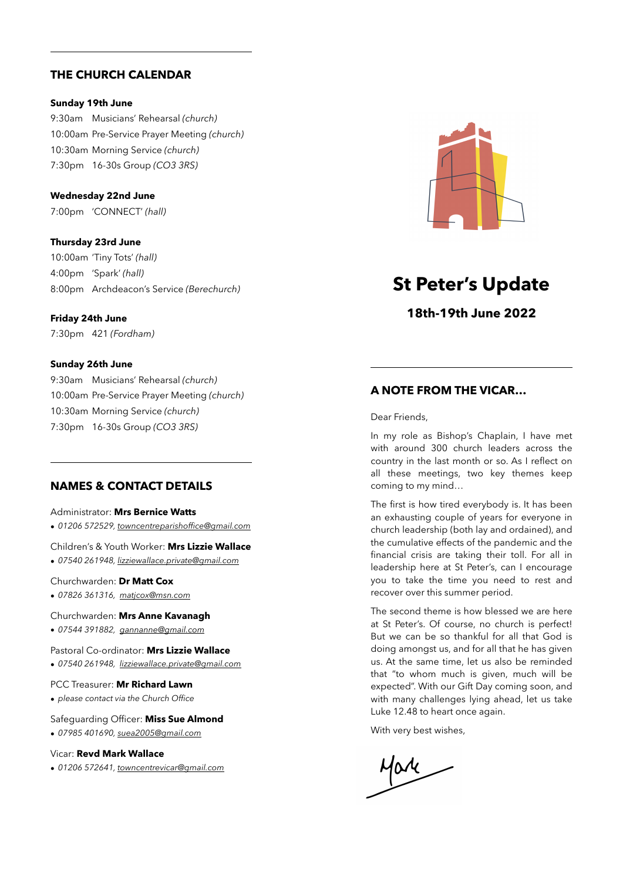# St Peter's Update

**18th-19th June 2022**

## A NOTE FROM THE VICAR...

Dear Friends,

In my role as Bishop's Chaplain, I have met with around 300 church leaders across the country in the last month or so. As I reflect on all these meetings, two key themes keep coming to my mind…

The first is how tired everybody is. It has been an exhausting couple of years for everyone in church leadership (both lay and ordained), and the cumulative effects of the pandemic and the financial crisis are taking their toll. For all in leadership here at St Peter's, can I encourage you to take the time you need to rest and recover over this summer period.

The second theme is how blessed we are here at St Peter's. Of course, no church is perfect! But we can be so thankful for all that God is doing amongst us, and for all that he has given us. At the same time, let us also be reminded that "to whom much is given, much will be expected". With our Gift Day coming soon, and with many challenges lying ahead, let us take Luke 12.48 to heart once again.

With very best wishes,

Mark

## THE CHURCH CALENDAR

**Sunday 19th June**

9:30am Musicians' Rehearsal *(church)*
10:00am Pre-Service Prayer Meeting *(church)*
10:30am Morning Service *(church)*
7:30pm 16-30s Group *(CO3 3RS)*

**Wednesday 22nd June**

7:00pm 'CONNECT' *(hall)*

**Thursday 23rd June**

10:00am 'Tiny Tots' *(hall)*
4:00pm 'Spark' *(hall)*
8:00pm Archdeacon's Service *(Berechurch)*

**Friday 24th June**

7:30pm 421 *(Fordham)*

**Sunday 26th June**

9:30am Musicians' Rehearsal *(church)*
10:00am Pre-Service Prayer Meeting *(church)*
10:30am Morning Service *(church)*
7:30pm 16-30s Group *(CO3 3RS)*

## NAMES & CONTACT DETAILS

Administrator: **Mrs Bernice Watts**
- *01206 572529, towncentreparishoffice@gmail.com*

Children's & Youth Worker: **Mrs Lizzie Wallace**
- *07540 261948, lizziewallace.private@gmail.com*

Churchwarden: **Dr Matt Cox**
- *07826 361316, matjcox@msn.com*

Churchwarden: **Mrs Anne Kavanagh**
- *07544 391882, gannanne@gmail.com*

Pastoral Co-ordinator: **Mrs Lizzie Wallace**
- *07540 261948, lizziewallace.private@gmail.com*

PCC Treasurer: **Mr Richard Lawn**
- *please contact via the Church Office*

Safeguarding Officer: **Miss Sue Almond**
- *07985 401690, suea2005@gmail.com*

Vicar: **Revd Mark Wallace**
- *01206 572641, towncentrevicar@gmail.com*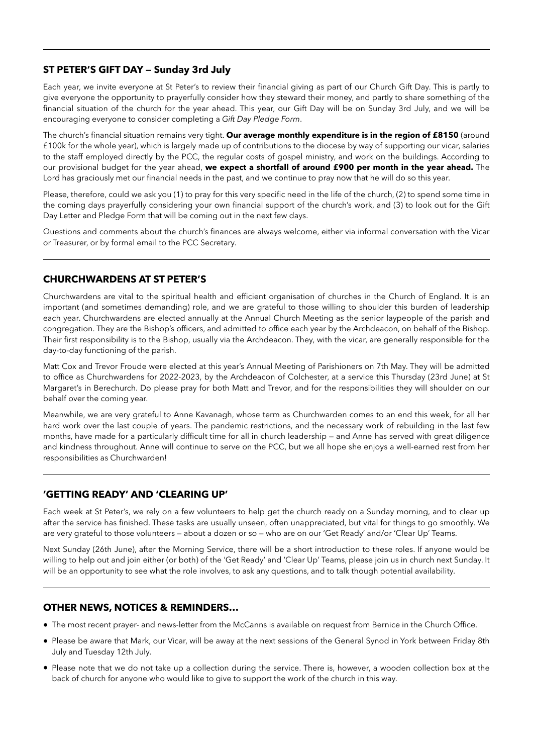## ST PETER'S GIFT DAY — Sunday 3rd July

Each year, we invite everyone at St Peter's to review their financial giving as part of our Church Gift Day. This is partly to give everyone the opportunity to prayerfully consider how they steward their money, and partly to share something of the financial situation of the church for the year ahead. This year, our Gift Day will be on Sunday 3rd July, and we will be encouraging everyone to consider completing a *Gift Day Pledge Form*.

The church's financial situation remains very tight. **Our average monthly expenditure is in the region of £8150** (around £100k for the whole year), which is largely made up of contributions to the diocese by way of supporting our vicar, salaries to the staff employed directly by the PCC, the regular costs of gospel ministry, and work on the buildings. According to our provisional budget for the year ahead, **we expect a shortfall of around £900 per month in the year ahead.** The Lord has graciously met our financial needs in the past, and we continue to pray now that he will do so this year.

Please, therefore, could we ask you (1) to pray for this very specific need in the life of the church, (2) to spend some time in the coming days prayerfully considering your own financial support of the church's work, and (3) to look out for the Gift Day Letter and Pledge Form that will be coming out in the next few days.

Questions and comments about the church's finances are always welcome, either via informal conversation with the Vicar or Treasurer, or by formal email to the PCC Secretary.

## CHURCHWARDENS AT ST PETER'S

Churchwardens are vital to the spiritual health and efficient organisation of churches in the Church of England. It is an important (and sometimes demanding) role, and we are grateful to those willing to shoulder this burden of leadership each year. Churchwardens are elected annually at the Annual Church Meeting as the senior laypeople of the parish and congregation. They are the Bishop's officers, and admitted to office each year by the Archdeacon, on behalf of the Bishop. Their first responsibility is to the Bishop, usually via the Archdeacon. They, with the vicar, are generally responsible for the day-to-day functioning of the parish.

Matt Cox and Trevor Froude were elected at this year's Annual Meeting of Parishioners on 7th May. They will be admitted to office as Churchwardens for 2022-2023, by the Archdeacon of Colchester, at a service this Thursday (23rd June) at St Margaret's in Berechurch. Do please pray for both Matt and Trevor, and for the responsibilities they will shoulder on our behalf over the coming year.

Meanwhile, we are very grateful to Anne Kavanagh, whose term as Churchwarden comes to an end this week, for all her hard work over the last couple of years. The pandemic restrictions, and the necessary work of rebuilding in the last few months, have made for a particularly difficult time for all in church leadership — and Anne has served with great diligence and kindness throughout. Anne will continue to serve on the PCC, but we all hope she enjoys a well-earned rest from her responsibilities as Churchwarden!

## 'GETTING READY' AND 'CLEARING UP'

Each week at St Peter's, we rely on a few volunteers to help get the church ready on a Sunday morning, and to clear up after the service has finished. These tasks are usually unseen, often unappreciated, but vital for things to go smoothly. We are very grateful to those volunteers — about a dozen or so — who are on our 'Get Ready' and/or 'Clear Up' Teams.

Next Sunday (26th June), after the Morning Service, there will be a short introduction to these roles. If anyone would be willing to help out and join either (or both) of the 'Get Ready' and 'Clear Up' Teams, please join us in church next Sunday. It will be an opportunity to see what the role involves, to ask any questions, and to talk though potential availability.

## OTHER NEWS, NOTICES & REMINDERS…

- The most recent prayer- and news-letter from the McCanns is available on request from Bernice in the Church Office.
- Please be aware that Mark, our Vicar, will be away at the next sessions of the General Synod in York between Friday 8th July and Tuesday 12th July.
- Please note that we do not take up a collection during the service. There is, however, a wooden collection box at the back of church for anyone who would like to give to support the work of the church in this way.